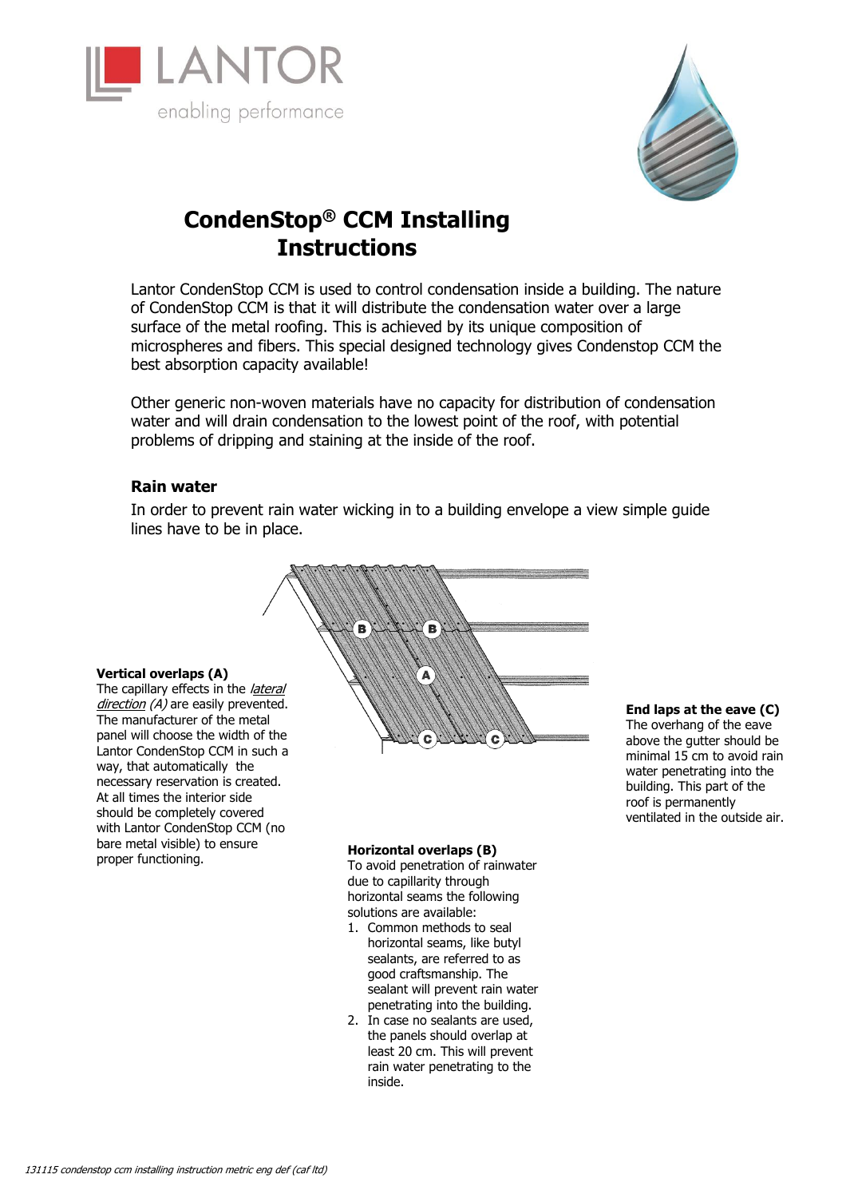LANTOR
enabling performance

# CondenStop® CCM Installing Instructions

Lantor CondenStop CCM is used to control condensation inside a building. The nature of CondenStop CCM is that it will distribute the condensation water over a large surface of the metal roofing. This is achieved by its unique composition of microspheres and fibers. This special designed technology gives Condenstop CCM the best absorption capacity available!

Other generic non-woven materials have no capacity for distribution of condensation water and will drain condensation to the lowest point of the roof, with potential problems of dripping and staining at the inside of the roof.

## Rain water

In order to prevent rain water wicking in to a building envelope a view simple guide lines have to be in place.

### Vertical overlaps (A)

The capillary effects in the *lateral direction (A)* are easily prevented. The manufacturer of the metal panel will choose the width of the Lantor CondenStop CCM in such a way, that automatically the necessary reservation is created. At all times the interior side should be completely covered with Lantor CondenStop CCM (no bare metal visible) to ensure proper functioning.

### Horizontal overlaps (B)

To avoid penetration of rainwater due to capillarity through horizontal seams the following solutions are available:

1. Common methods to seal horizontal seams, like butyl sealants, are referred to as good craftsmanship. The sealant will prevent rain water penetrating into the building.
2. In case no sealants are used, the panels should overlap at least 20 cm. This will prevent rain water penetrating to the inside.

### End laps at the eave (C)

The overhang of the eave above the gutter should be minimal 15 cm to avoid rain water penetrating into the building. This part of the roof is permanently ventilated in the outside air.

*131115 condenstop ccm installing instruction metric eng def (caf ltd)*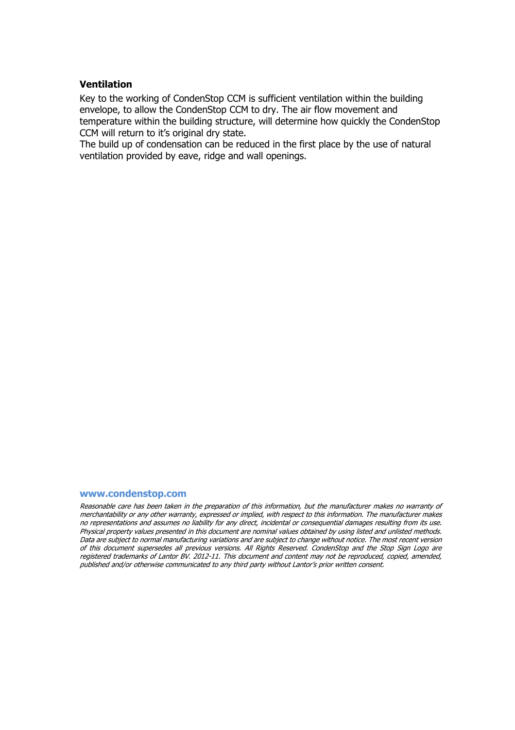**Ventilation**

Key to the working of CondenStop CCM is sufficient ventilation within the building envelope, to allow the CondenStop CCM to dry. The air flow movement and temperature within the building structure, will determine how quickly the CondenStop CCM will return to it's original dry state.
The build up of condensation can be reduced in the first place by the use of natural ventilation provided by eave, ridge and wall openings.

**www.condenstop.com**

*Reasonable care has been taken in the preparation of this information, but the manufacturer makes no warranty of merchantability or any other warranty, expressed or implied, with respect to this information. The manufacturer makes no representations and assumes no liability for any direct, incidental or consequential damages resulting from its use. Physical property values presented in this document are nominal values obtained by using listed and unlisted methods. Data are subject to normal manufacturing variations and are subject to change without notice. The most recent version of this document supersedes all previous versions. All Rights Reserved. CondenStop and the Stop Sign Logo are registered trademarks of Lantor BV. 2012-11. This document and content may not be reproduced, copied, amended, published and/or otherwise communicated to any third party without Lantor's prior written consent.*